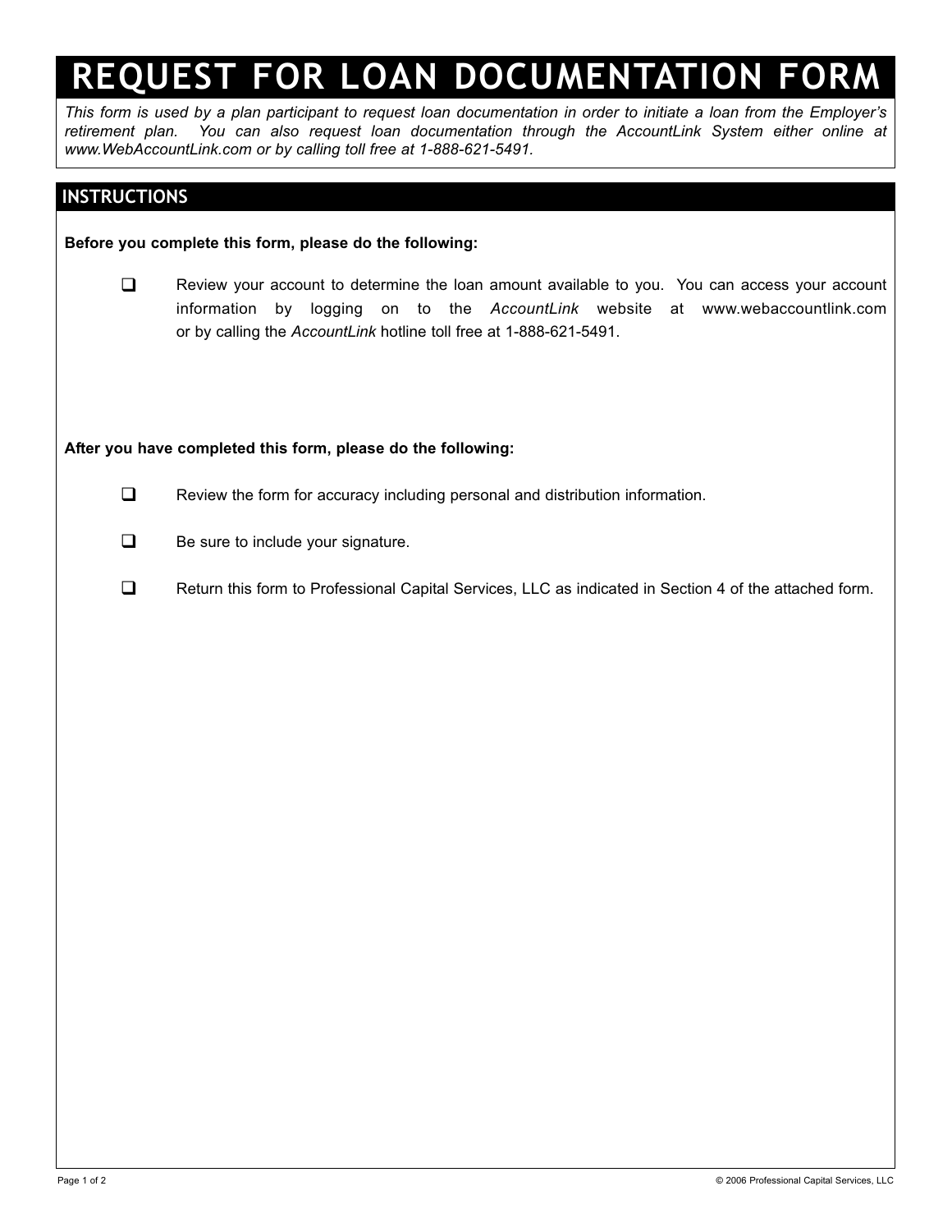# REQUEST FOR LOAN DOCUMENTATION FORM

*This form is used by a plan participant to request loan documentation in order to initiate a loan from the Employer's retirement plan. You can also request loan documentation through the AccountLink System either online at www.WebAccountLink.com or by calling toll free at 1-888-621-5491.*

## INSTRUCTIONS

**Before you complete this form, please do the following:**

- [ ] Review your account to determine the loan amount available to you. You can access your account information by logging on to the *AccountLink* website at www.webaccountlink.com or by calling the *AccountLink* hotline toll free at 1-888-621-5491.

**After you have completed this form, please do the following:**

- [ ] Review the form for accuracy including personal and distribution information.
- [ ] Be sure to include your signature.
- [ ] Return this form to Professional Capital Services, LLC as indicated in Section 4 of the attached form.

© 2006 Professional Capital Services, LLC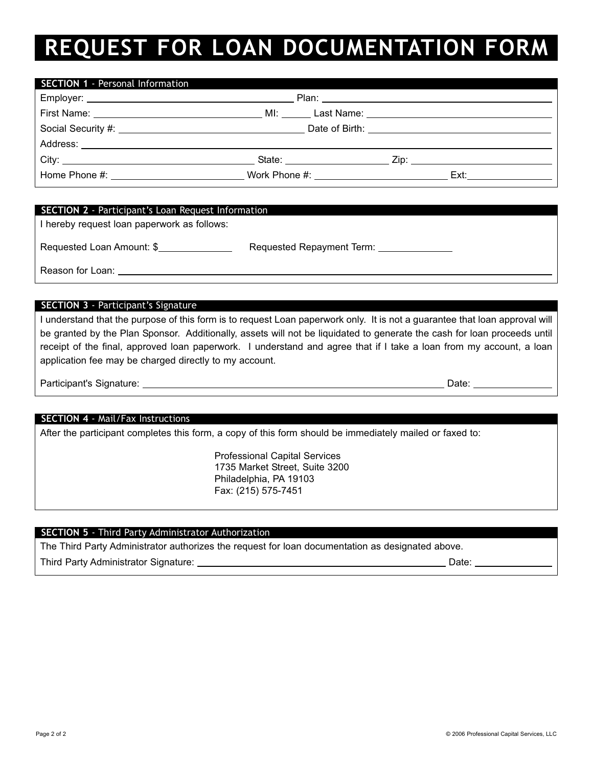# REQUEST FOR LOAN DOCUMENTATION FORM

## SECTION 1 - Personal Information

Employer: ______________________ Plan: ______________________

First Name: ______________________ MI: ______ Last Name: ______________________

Social Security #: ______________________ Date of Birth: ______________________

Address: ______________________________________________

City: ______________________ State: ______________ Zip: ______________

Home Phone #: ______________ Work Phone #: ______________ Ext: ________

## SECTION 2 - Participant's Loan Request Information

I hereby request loan paperwork as follows:

Requested Loan Amount: $______________ Requested Repayment Term: ______________

Reason for Loan: ______________________________________________

## SECTION 3 - Participant's Signature

I understand that the purpose of this form is to request Loan paperwork only. It is not a guarantee that loan approval will be granted by the Plan Sponsor. Additionally, assets will not be liquidated to generate the cash for loan proceeds until receipt of the final, approved loan paperwork. I understand and agree that if I take a loan from my account, a loan application fee may be charged directly to my account.

Participant's Signature: ______________________________________ Date: ______________

## SECTION 4 - Mail/Fax Instructions

After the participant completes this form, a copy of this form should be immediately mailed or faxed to:

Professional Capital Services
1735 Market Street, Suite 3200
Philadelphia, PA 19103
Fax: (215) 575-7451

## SECTION 5 - Third Party Administrator Authorization

The Third Party Administrator authorizes the request for loan documentation as designated above.

Third Party Administrator Signature: ______________________________________ Date: ______________

© 2006 Professional Capital Services, LLC